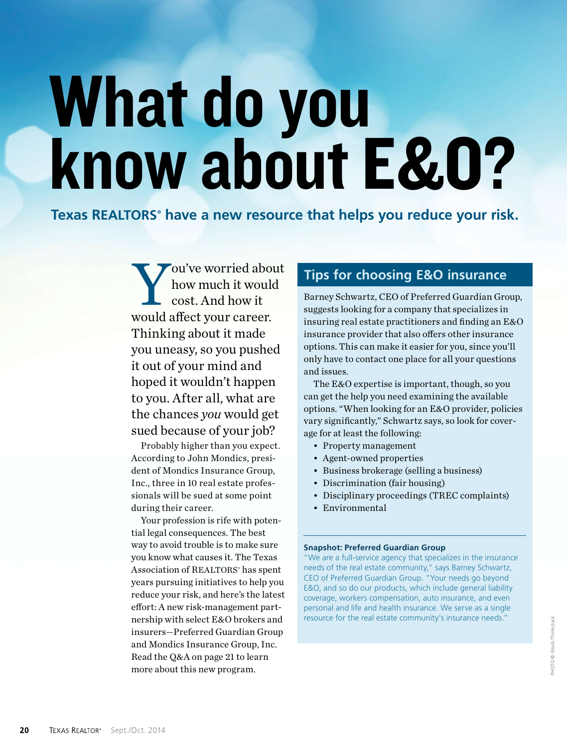# What do you know about E&O?

## Texas REALTORS® have a new resource that helps you reduce your risk.

You've worried about how much it would cost. And how it would affect your career. Thinking about it made you uneasy, so you pushed it out of your mind and hoped it wouldn't happen to you. After all, what are the chances *you* would get sued because of your job?

Probably higher than you expect. According to John Mondics, president of Mondics Insurance Group, Inc., three in 10 real estate professionals will be sued at some point during their career.

Your profession is rife with potential legal consequences. The best way to avoid trouble is to make sure you know what causes it. The Texas Association of REALTORS® has spent years pursuing initiatives to help you reduce your risk, and here's the latest effort: A new risk-management partnership with select E&O brokers and insurers—Preferred Guardian Group and Mondics Insurance Group, Inc. Read the Q&A on page 21 to learn more about this new program.

### Tips for choosing E&O insurance

Barney Schwartz, CEO of Preferred Guardian Group, suggests looking for a company that specializes in insuring real estate practitioners and finding an E&O insurance provider that also offers other insurance options. This can make it easier for you, since you'll only have to contact one place for all your questions and issues.

The E&O expertise is important, though, so you can get the help you need examining the available options. "When looking for an E&O provider, policies vary significantly," Schwartz says, so look for coverage for at least the following:

- Property management
- Agent-owned properties
- Business brokerage (selling a business)
- Discrimination (fair housing)
- Disciplinary proceedings (TREC complaints)
- Environmental

**Snapshot: Preferred Guardian Group**

"We are a full-service agency that specializes in the insurance needs of the real estate community," says Barney Schwartz, CEO of Preferred Guardian Group. "Your needs go beyond E&O, and so do our products, which include general liability coverage, workers compensation, auto insurance, and even personal and life and health insurance. We serve as a single resource for the real estate community's insurance needs."

PHOTO © iStock/Thinkstock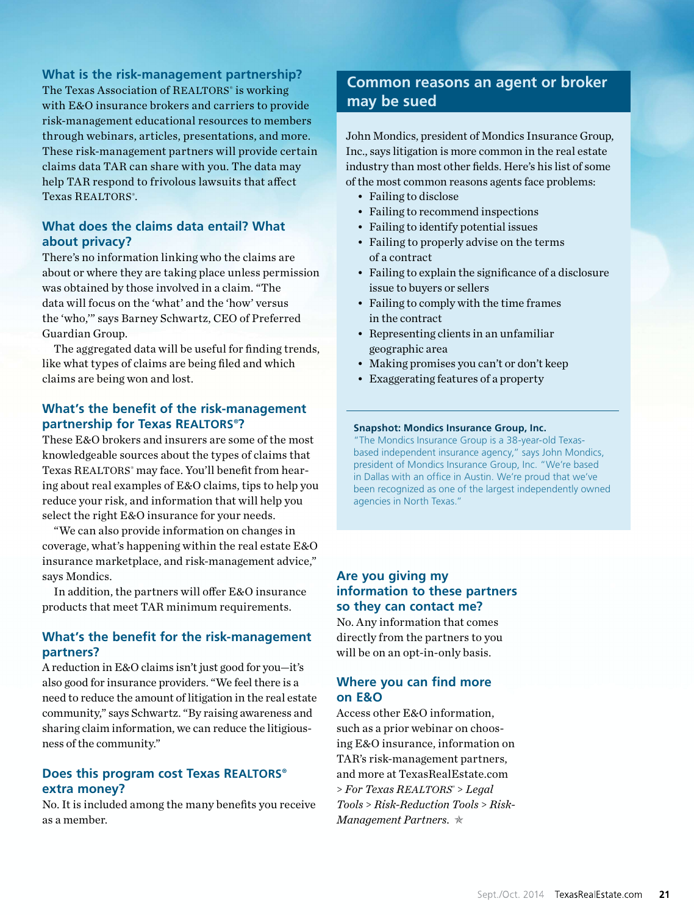## What is the risk-management partnership?

The Texas Association of REALTORS® is working with E&O insurance brokers and carriers to provide risk-management educational resources to members through webinars, articles, presentations, and more. These risk-management partners will provide certain claims data TAR can share with you. The data may help TAR respond to frivolous lawsuits that affect Texas REALTORS®.

## What does the claims data entail? What about privacy?

There's no information linking who the claims are about or where they are taking place unless permission was obtained by those involved in a claim. "The data will focus on the 'what' and the 'how' versus the 'who,'" says Barney Schwartz, CEO of Preferred Guardian Group.

The aggregated data will be useful for finding trends, like what types of claims are being filed and which claims are being won and lost.

## What's the benefit of the risk-management partnership for Texas REALTORS®?

These E&O brokers and insurers are some of the most knowledgeable sources about the types of claims that Texas REALTORS® may face. You'll benefit from hearing about real examples of E&O claims, tips to help you reduce your risk, and information that will help you select the right E&O insurance for your needs.

"We can also provide information on changes in coverage, what's happening within the real estate E&O insurance marketplace, and risk-management advice," says Mondics.

In addition, the partners will offer E&O insurance products that meet TAR minimum requirements.

## What's the benefit for the risk-management partners?

A reduction in E&O claims isn't just good for you—it's also good for insurance providers. "We feel there is a need to reduce the amount of litigation in the real estate community," says Schwartz. "By raising awareness and sharing claim information, we can reduce the litigiousness of the community."

## Does this program cost Texas REALTORS® extra money?

No. It is included among the many benefits you receive as a member.

## Common reasons an agent or broker may be sued

John Mondics, president of Mondics Insurance Group, Inc., says litigation is more common in the real estate industry than most other fields. Here's his list of some of the most common reasons agents face problems:

- Failing to disclose
- Failing to recommend inspections
- Failing to identify potential issues
- Failing to properly advise on the terms of a contract
- Failing to explain the significance of a disclosure issue to buyers or sellers
- Failing to comply with the time frames in the contract
- Representing clients in an unfamiliar geographic area
- Making promises you can't or don't keep
- Exaggerating features of a property

**Snapshot: Mondics Insurance Group, Inc.**

"The Mondics Insurance Group is a 38-year-old Texas-based independent insurance agency," says John Mondics, president of Mondics Insurance Group, Inc. "We're based in Dallas with an office in Austin. We're proud that we've been recognized as one of the largest independently owned agencies in North Texas."

## Are you giving my information to these partners so they can contact me?

No. Any information that comes directly from the partners to you will be on an opt-in-only basis.

## Where you can find more on E&O

Access other E&O information, such as a prior webinar on choosing E&O insurance, information on TAR's risk-management partners, and more at TexasRealEstate.com *> For Texas REALTORS® > Legal Tools > Risk-Reduction Tools > Risk-Management Partners.* ✯